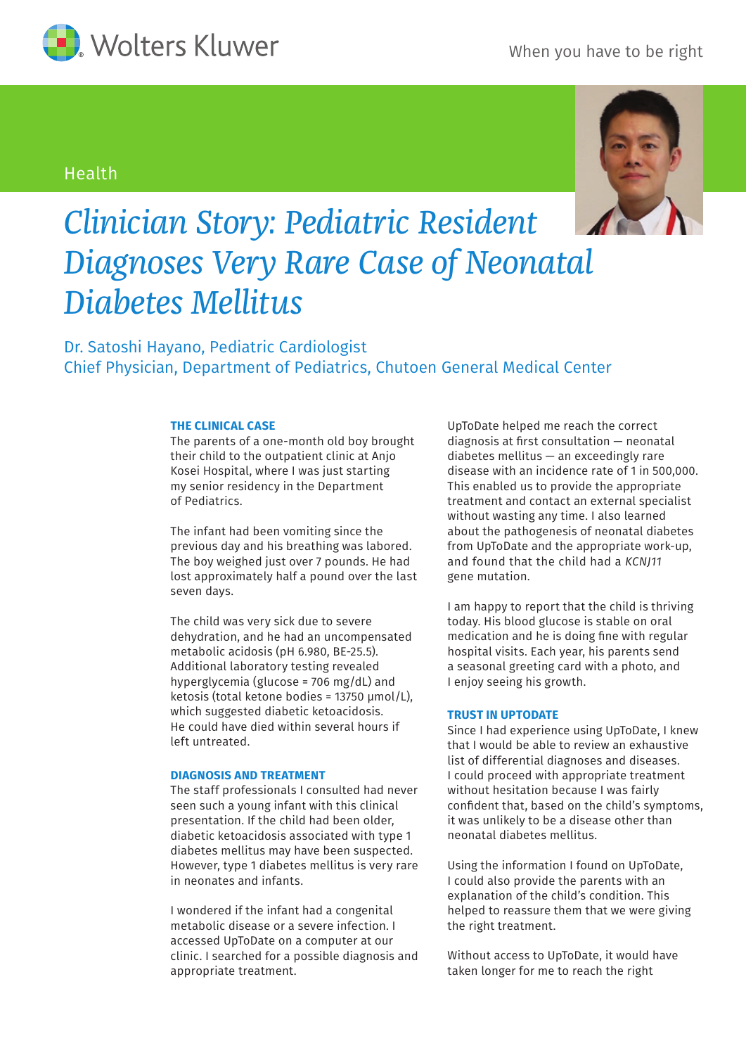Wolters Kluwer

When you have to be right

Health

# Clinician Story: Pediatric Resident Diagnoses Very Rare Case of Neonatal Diabetes Mellitus

Dr. Satoshi Hayano, Pediatric Cardiologist
Chief Physician, Department of Pediatrics, Chutoen General Medical Center

## THE CLINICAL CASE

The parents of a one-month old boy brought their child to the outpatient clinic at Anjo Kosei Hospital, where I was just starting my senior residency in the Department of Pediatrics.

The infant had been vomiting since the previous day and his breathing was labored. The boy weighed just over 7 pounds. He had lost approximately half a pound over the last seven days.

The child was very sick due to severe dehydration, and he had an uncompensated metabolic acidosis (pH 6.980, BE-25.5). Additional laboratory testing revealed hyperglycemia (glucose = 706 mg/dL) and ketosis (total ketone bodies = 13750 µmol/L), which suggested diabetic ketoacidosis. He could have died within several hours if left untreated.

## DIAGNOSIS AND TREATMENT

The staff professionals I consulted had never seen such a young infant with this clinical presentation. If the child had been older, diabetic ketoacidosis associated with type 1 diabetes mellitus may have been suspected. However, type 1 diabetes mellitus is very rare in neonates and infants.

I wondered if the infant had a congenital metabolic disease or a severe infection. I accessed UpToDate on a computer at our clinic. I searched for a possible diagnosis and appropriate treatment.

UpToDate helped me reach the correct diagnosis at first consultation — neonatal diabetes mellitus — an exceedingly rare disease with an incidence rate of 1 in 500,000. This enabled us to provide the appropriate treatment and contact an external specialist without wasting any time. I also learned about the pathogenesis of neonatal diabetes from UpToDate and the appropriate work-up, and found that the child had a *KCNJ11* gene mutation.

I am happy to report that the child is thriving today. His blood glucose is stable on oral medication and he is doing fine with regular hospital visits. Each year, his parents send a seasonal greeting card with a photo, and I enjoy seeing his growth.

## TRUST IN UPTODATE

Since I had experience using UpToDate, I knew that I would be able to review an exhaustive list of differential diagnoses and diseases. I could proceed with appropriate treatment without hesitation because I was fairly confident that, based on the child's symptoms, it was unlikely to be a disease other than neonatal diabetes mellitus.

Using the information I found on UpToDate, I could also provide the parents with an explanation of the child's condition. This helped to reassure them that we were giving the right treatment.

Without access to UpToDate, it would have taken longer for me to reach the right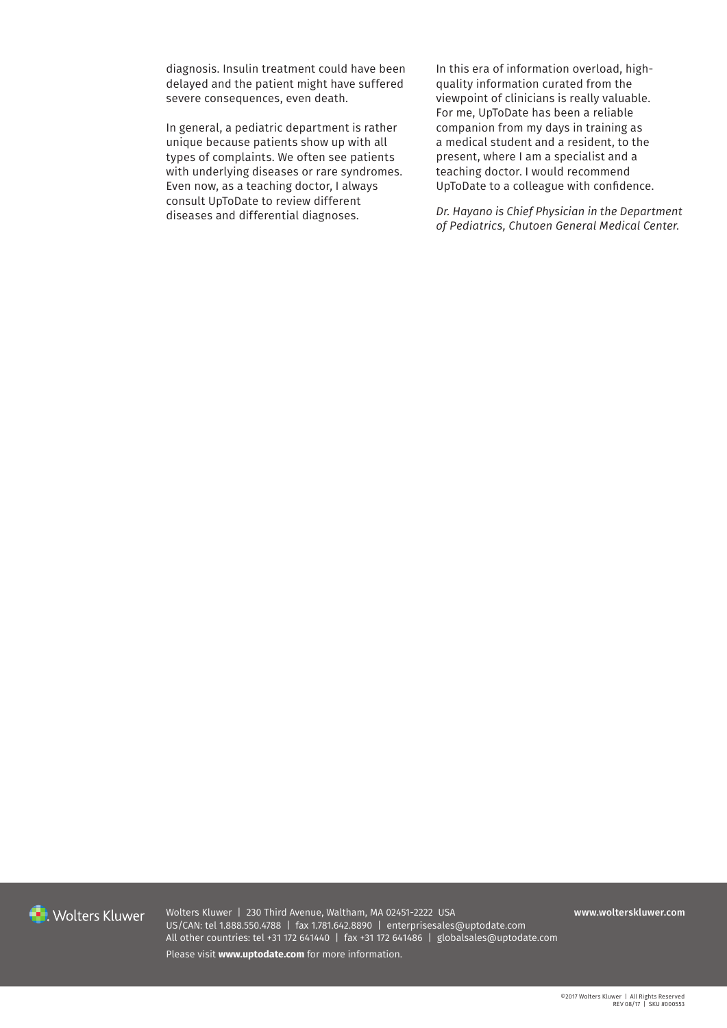diagnosis. Insulin treatment could have been delayed and the patient might have suffered severe consequences, even death.

In general, a pediatric department is rather unique because patients show up with all types of complaints. We often see patients with underlying diseases or rare syndromes. Even now, as a teaching doctor, I always consult UpToDate to review different diseases and differential diagnoses.

In this era of information overload, high-quality information curated from the viewpoint of clinicians is really valuable. For me, UpToDate has been a reliable companion from my days in training as a medical student and a resident, to the present, where I am a specialist and a teaching doctor. I would recommend UpToDate to a colleague with confidence.

*Dr. Hayano is Chief Physician in the Department of Pediatrics, Chutoen General Medical Center.*

Wolters Kluwer | 230 Third Avenue, Waltham, MA 02451-2222 USA
US/CAN: tel 1.888.550.4788 | fax 1.781.642.8890 | enterprisesales@uptodate.com
All other countries: tel +31 172 641440 | fax +31 172 641486 | globalsales@uptodate.com

Please visit **www.uptodate.com** for more information.

**www.wolterskluwer.com**

©2017 Wolters Kluwer | All Rights Reserved
REV 08/17 | SKU #000553